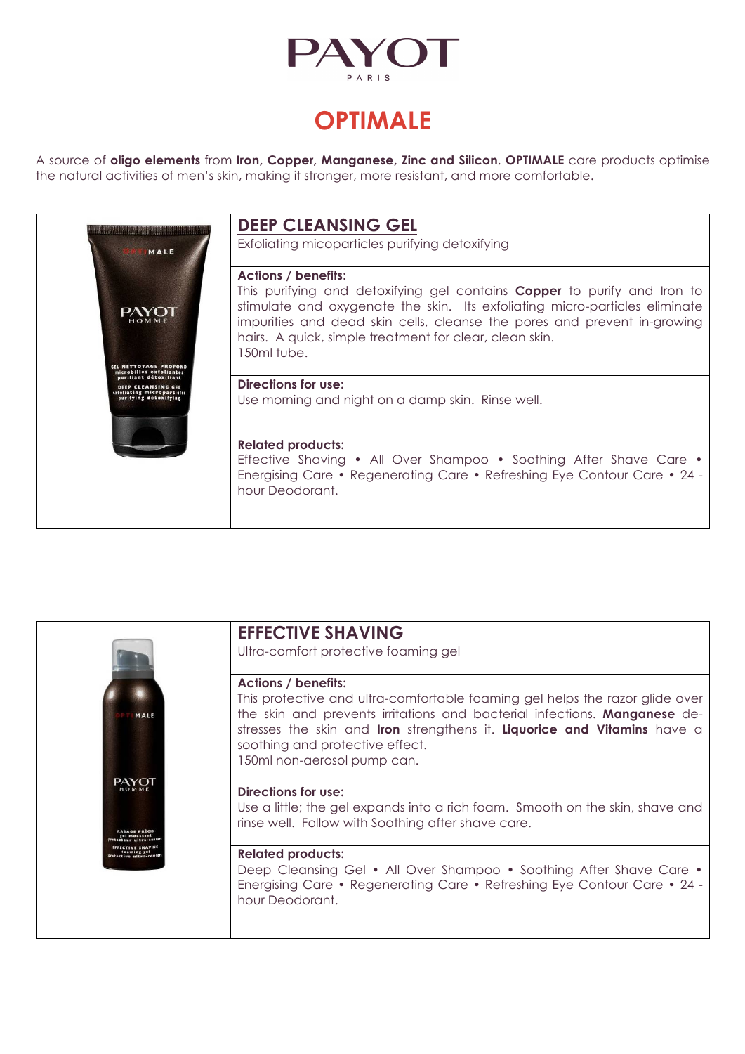# PAYOT

PARIS

## OPTIMALE

A source of **oligo elements** from **Iron, Copper, Manganese, Zinc and Silicon**, **OPTIMALE** care products optimise the natural activities of men's skin, making it stronger, more resistant, and more comfortable.

### DEEP CLEANSING GEL

Exfoliating micoparticles purifying detoxifying

**Actions / benefits:**
This purifying and detoxifying gel contains **Copper** to purify and Iron to stimulate and oxygenate the skin. Its exfoliating micro-particles eliminate impurities and dead skin cells, cleanse the pores and prevent in-growing hairs. A quick, simple treatment for clear, clean skin.
150ml tube.

**Directions for use:**
Use morning and night on a damp skin. Rinse well.

**Related products:**
Effective Shaving • All Over Shampoo • Soothing After Shave Care • Energising Care • Regenerating Care • Refreshing Eye Contour Care • 24 - hour Deodorant.

### EFFECTIVE SHAVING

Ultra-comfort protective foaming gel

**Actions / benefits:**
This protective and ultra-comfortable foaming gel helps the razor glide over the skin and prevents irritations and bacterial infections. **Manganese** de-stresses the skin and **Iron** strengthens it. **Liquorice and Vitamins** have a soothing and protective effect.
150ml non-aerosol pump can.

**Directions for use:**
Use a little; the gel expands into a rich foam. Smooth on the skin, shave and rinse well. Follow with Soothing after shave care.

**Related products:**
Deep Cleansing Gel • All Over Shampoo • Soothing After Shave Care • Energising Care • Regenerating Care • Refreshing Eye Contour Care • 24 - hour Deodorant.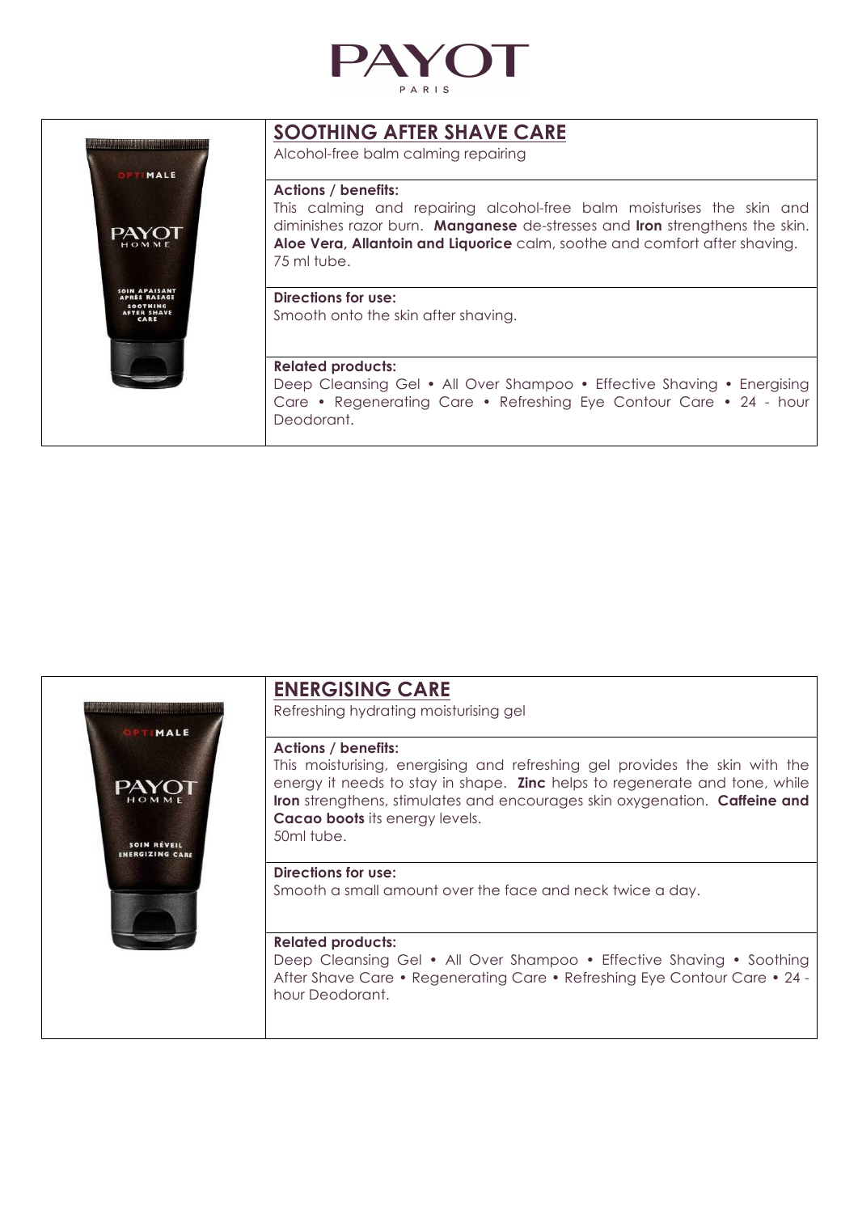# PAYOT
PARIS

## SOOTHING AFTER SHAVE CARE

Alcohol-free balm calming repairing

**Actions / benefits:**
This calming and repairing alcohol-free balm moisturises the skin and diminishes razor burn. **Manganese** de-stresses and **Iron** strengthens the skin. **Aloe Vera, Allantoin and Liquorice** calm, soothe and comfort after shaving.
75 ml tube.

**Directions for use:**
Smooth onto the skin after shaving.

**Related products:**
Deep Cleansing Gel • All Over Shampoo • Effective Shaving • Energising Care • Regenerating Care • Refreshing Eye Contour Care • 24 - hour Deodorant.

## ENERGISING CARE

Refreshing hydrating moisturising gel

**Actions / benefits:**
This moisturising, energising and refreshing gel provides the skin with the energy it needs to stay in shape. **Zinc** helps to regenerate and tone, while **Iron** strengthens, stimulates and encourages skin oxygenation. **Caffeine and Cacao boots** its energy levels.
50ml tube.

**Directions for use:**
Smooth a small amount over the face and neck twice a day.

**Related products:**
Deep Cleansing Gel • All Over Shampoo • Effective Shaving • Soothing After Shave Care • Regenerating Care • Refreshing Eye Contour Care • 24 - hour Deodorant.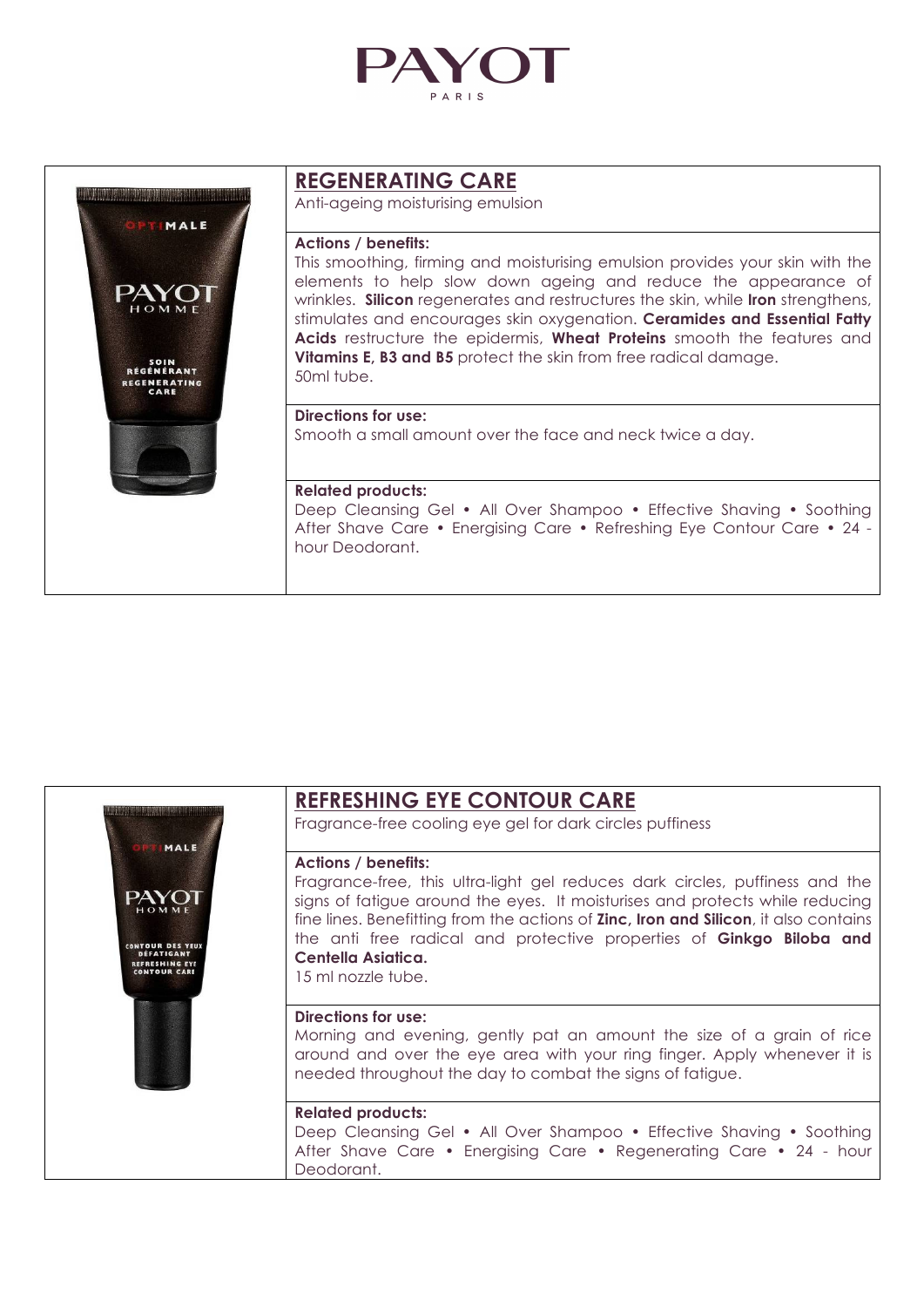# PAYOT
PARIS

## REGENERATING CARE

Anti-ageing moisturising emulsion

**Actions / benefits:**

This smoothing, firming and moisturising emulsion provides your skin with the elements to help slow down ageing and reduce the appearance of wrinkles. **Silicon** regenerates and restructures the skin, while **Iron** strengthens, stimulates and encourages skin oxygenation. **Ceramides and Essential Fatty Acids** restructure the epidermis, **Wheat Proteins** smooth the features and **Vitamins E, B3 and B5** protect the skin from free radical damage.
50ml tube.

**Directions for use:**

Smooth a small amount over the face and neck twice a day.

**Related products:**

Deep Cleansing Gel • All Over Shampoo • Effective Shaving • Soothing After Shave Care • Energising Care • Refreshing Eye Contour Care • 24 - hour Deodorant.

## REFRESHING EYE CONTOUR CARE

Fragrance-free cooling eye gel for dark circles puffiness

**Actions / benefits:**

Fragrance-free, this ultra-light gel reduces dark circles, puffiness and the signs of fatigue around the eyes. It moisturises and protects while reducing fine lines. Benefitting from the actions of **Zinc, Iron and Silicon**, it also contains the anti free radical and protective properties of **Ginkgo Biloba and Centella Asiatica.**
15 ml nozzle tube.

**Directions for use:**

Morning and evening, gently pat an amount the size of a grain of rice around and over the eye area with your ring finger. Apply whenever it is needed throughout the day to combat the signs of fatigue.

**Related products:**

Deep Cleansing Gel • All Over Shampoo • Effective Shaving • Soothing After Shave Care • Energising Care • Regenerating Care • 24 - hour Deodorant.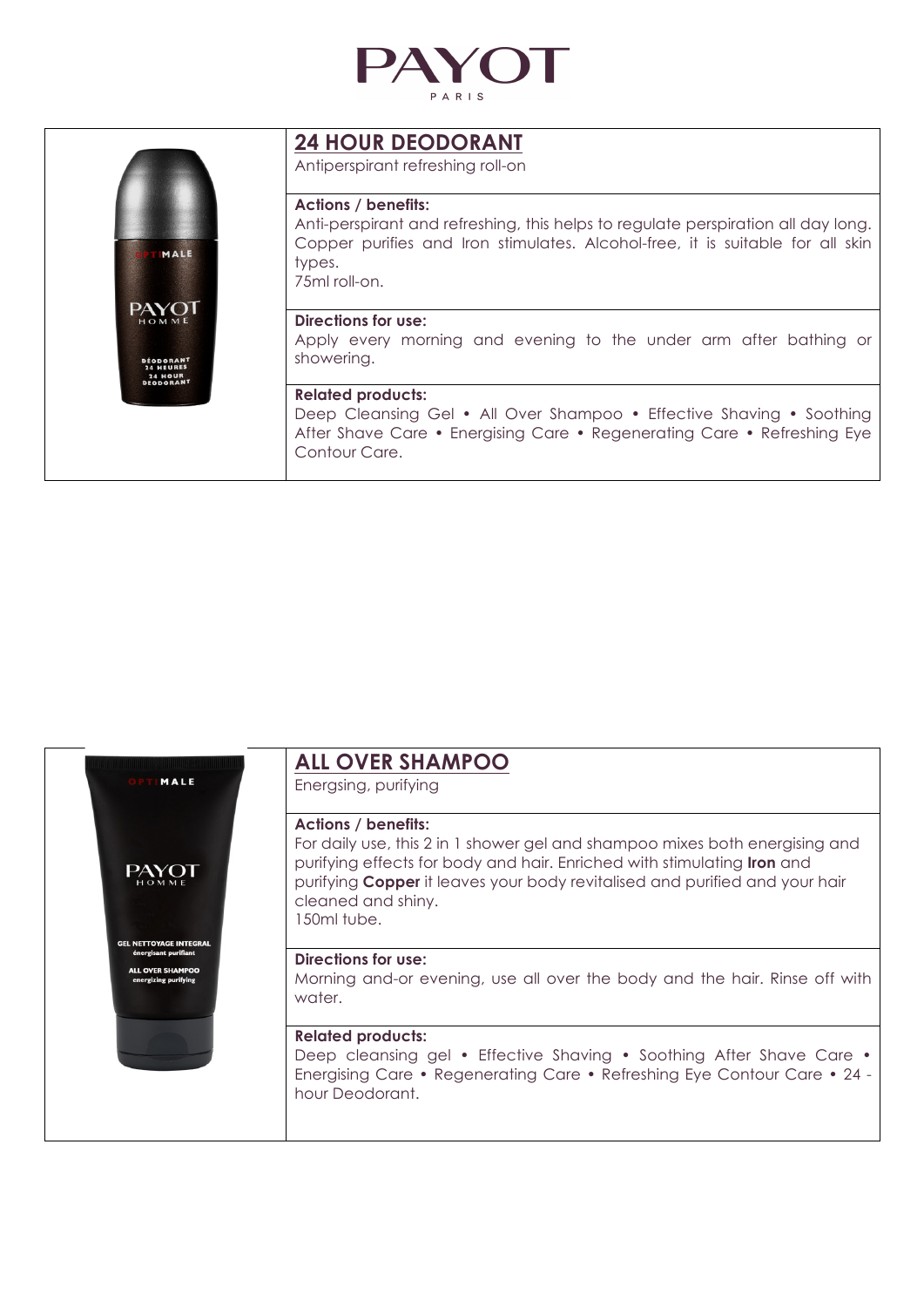# PAYOT

PARIS

## 24 HOUR DEODORANT

Antiperspirant refreshing roll-on

**Actions / benefits:**

Anti-perspirant and refreshing, this helps to regulate perspiration all day long. Copper purifies and Iron stimulates. Alcohol-free, it is suitable for all skin types.
75ml roll-on.

**Directions for use:**

Apply every morning and evening to the under arm after bathing or showering.

**Related products:**

Deep Cleansing Gel • All Over Shampoo • Effective Shaving • Soothing After Shave Care • Energising Care • Regenerating Care • Refreshing Eye Contour Care.

## ALL OVER SHAMPOO

Energsing, purifying

**Actions / benefits:**

For daily use, this 2 in 1 shower gel and shampoo mixes both energising and purifying effects for body and hair. Enriched with stimulating **Iron** and purifying **Copper** it leaves your body revitalised and purified and your hair cleaned and shiny.
150ml tube.

**Directions for use:**

Morning and-or evening, use all over the body and the hair. Rinse off with water.

**Related products:**

Deep cleansing gel • Effective Shaving • Soothing After Shave Care • Energising Care • Regenerating Care • Refreshing Eye Contour Care • 24 - hour Deodorant.